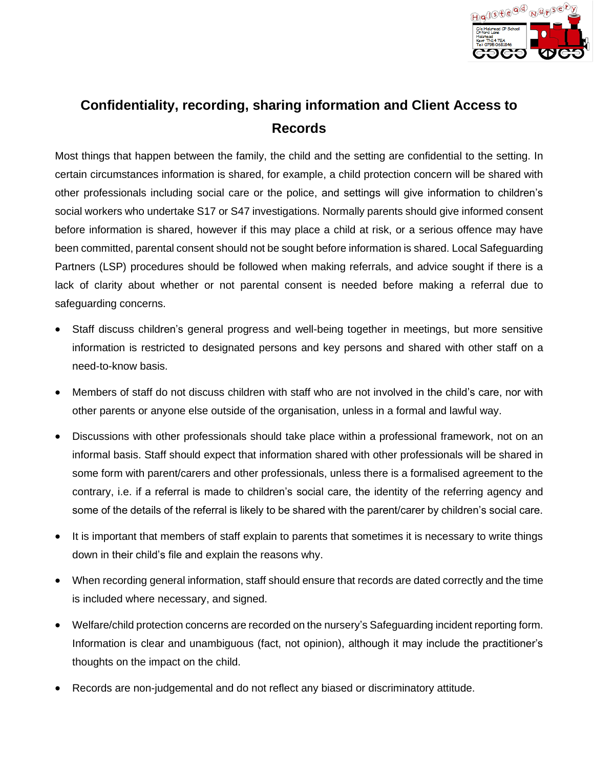# Confidentiality, recording, sharing information and Client Access to Records

Most things that happen between the family, the child and the setting are confidential to the setting. In certain circumstances information is shared, for example, a child protection concern will be shared with other professionals including social care or the police, and settings will give information to children's social workers who undertake S17 or S47 investigations. Normally parents should give informed consent before information is shared, however if this may place a child at risk, or a serious offence may have been committed, parental consent should not be sought before information is shared. Local Safeguarding Partners (LSP) procedures should be followed when making referrals, and advice sought if there is a lack of clarity about whether or not parental consent is needed before making a referral due to safeguarding concerns.

- Staff discuss children's general progress and well-being together in meetings, but more sensitive information is restricted to designated persons and key persons and shared with other staff on a need-to-know basis.
- Members of staff do not discuss children with staff who are not involved in the child's care, nor with other parents or anyone else outside of the organisation, unless in a formal and lawful way.
- Discussions with other professionals should take place within a professional framework, not on an informal basis. Staff should expect that information shared with other professionals will be shared in some form with parent/carers and other professionals, unless there is a formalised agreement to the contrary, i.e. if a referral is made to children's social care, the identity of the referring agency and some of the details of the referral is likely to be shared with the parent/carer by children's social care.
- It is important that members of staff explain to parents that sometimes it is necessary to write things down in their child's file and explain the reasons why.
- When recording general information, staff should ensure that records are dated correctly and the time is included where necessary, and signed.
- Welfare/child protection concerns are recorded on the nursery's Safeguarding incident reporting form. Information is clear and unambiguous (fact, not opinion), although it may include the practitioner's thoughts on the impact on the child.
- Records are non-judgemental and do not reflect any biased or discriminatory attitude.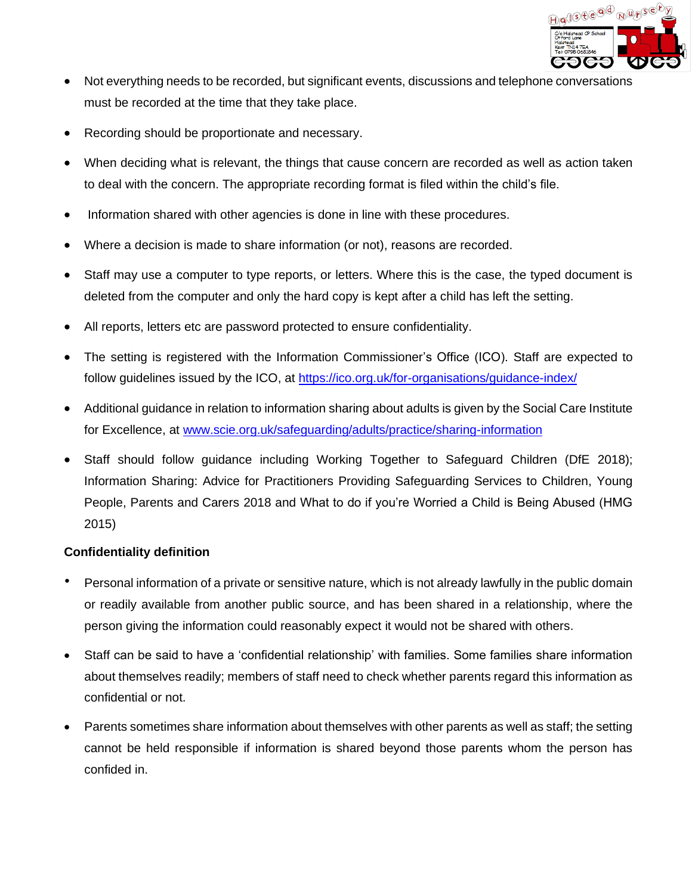- Not everything needs to be recorded, but significant events, discussions and telephone conversations must be recorded at the time that they take place.
- Recording should be proportionate and necessary.
- When deciding what is relevant, the things that cause concern are recorded as well as action taken to deal with the concern. The appropriate recording format is filed within the child's file.
- Information shared with other agencies is done in line with these procedures.
- Where a decision is made to share information (or not), reasons are recorded.
- Staff may use a computer to type reports, or letters. Where this is the case, the typed document is deleted from the computer and only the hard copy is kept after a child has left the setting.
- All reports, letters etc are password protected to ensure confidentiality.
- The setting is registered with the Information Commissioner's Office (ICO). Staff are expected to follow guidelines issued by the ICO, at [https://ico.org.uk/for-organisations/guidance-index/](https://ico.org.uk/for-organisations/guidance-index/)
- Additional guidance in relation to information sharing about adults is given by the Social Care Institute for Excellence, at [www.scie.org.uk/safeguarding/adults/practice/sharing-information](www.scie.org.uk/safeguarding/adults/practice/sharing-information)
- Staff should follow guidance including Working Together to Safeguard Children (DfE 2018); Information Sharing: Advice for Practitioners Providing Safeguarding Services to Children, Young People, Parents and Carers 2018 and What to do if you're Worried a Child is Being Abused (HMG 2015)

**Confidentiality definition**

- Personal information of a private or sensitive nature, which is not already lawfully in the public domain or readily available from another public source, and has been shared in a relationship, where the person giving the information could reasonably expect it would not be shared with others.
- Staff can be said to have a 'confidential relationship' with families. Some families share information about themselves readily; members of staff need to check whether parents regard this information as confidential or not.
- Parents sometimes share information about themselves with other parents as well as staff; the setting cannot be held responsible if information is shared beyond those parents whom the person has confided in.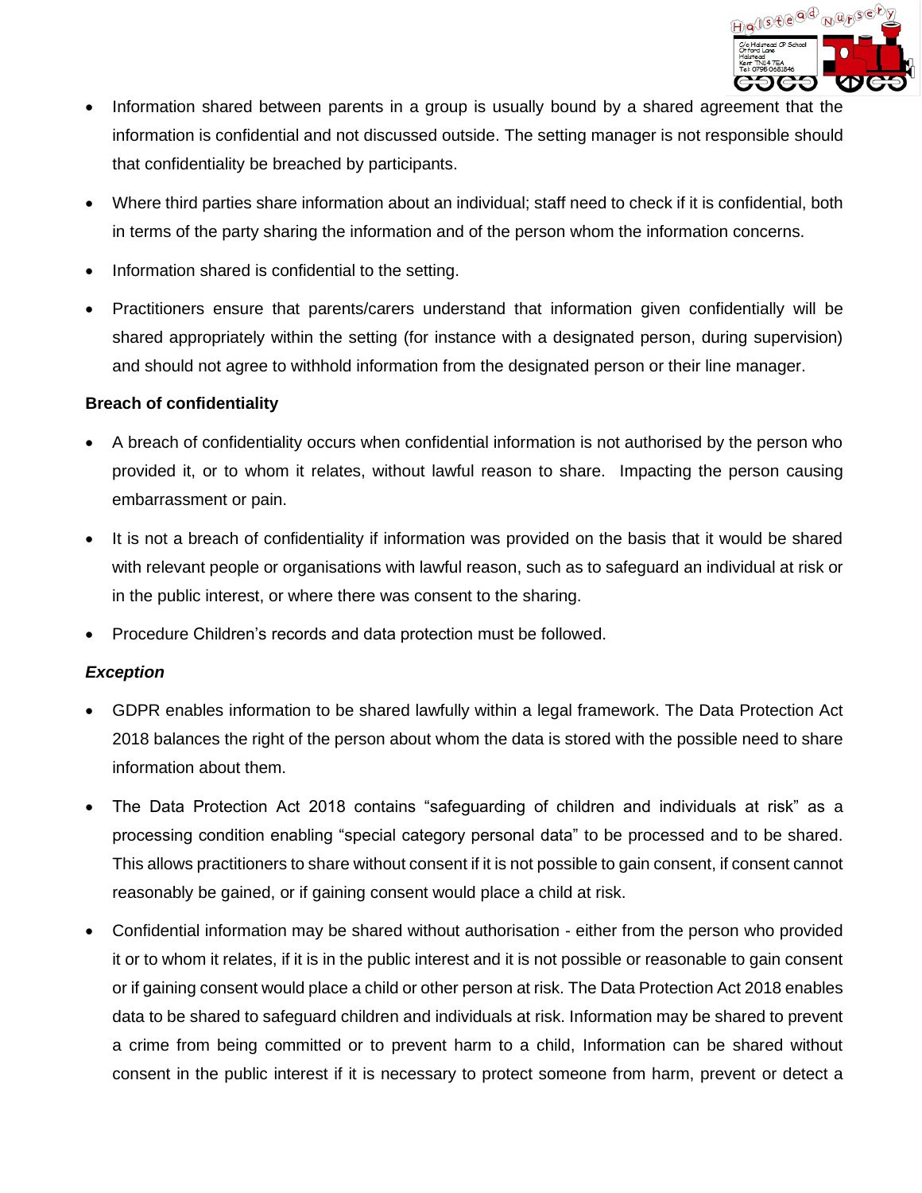- Information shared between parents in a group is usually bound by a shared agreement that the information is confidential and not discussed outside. The setting manager is not responsible should that confidentiality be breached by participants.
- Where third parties share information about an individual; staff need to check if it is confidential, both in terms of the party sharing the information and of the person whom the information concerns.
- Information shared is confidential to the setting.
- Practitioners ensure that parents/carers understand that information given confidentially will be shared appropriately within the setting (for instance with a designated person, during supervision) and should not agree to withhold information from the designated person or their line manager.

**Breach of confidentiality**

- A breach of confidentiality occurs when confidential information is not authorised by the person who provided it, or to whom it relates, without lawful reason to share. Impacting the person causing embarrassment or pain.
- It is not a breach of confidentiality if information was provided on the basis that it would be shared with relevant people or organisations with lawful reason, such as to safeguard an individual at risk or in the public interest, or where there was consent to the sharing.
- Procedure Children's records and data protection must be followed.

***Exception***

- GDPR enables information to be shared lawfully within a legal framework. The Data Protection Act 2018 balances the right of the person about whom the data is stored with the possible need to share information about them.
- The Data Protection Act 2018 contains "safeguarding of children and individuals at risk" as a processing condition enabling "special category personal data" to be processed and to be shared. This allows practitioners to share without consent if it is not possible to gain consent, if consent cannot reasonably be gained, or if gaining consent would place a child at risk.
- Confidential information may be shared without authorisation - either from the person who provided it or to whom it relates, if it is in the public interest and it is not possible or reasonable to gain consent or if gaining consent would place a child or other person at risk. The Data Protection Act 2018 enables data to be shared to safeguard children and individuals at risk. Information may be shared to prevent a crime from being committed or to prevent harm to a child, Information can be shared without consent in the public interest if it is necessary to protect someone from harm, prevent or detect a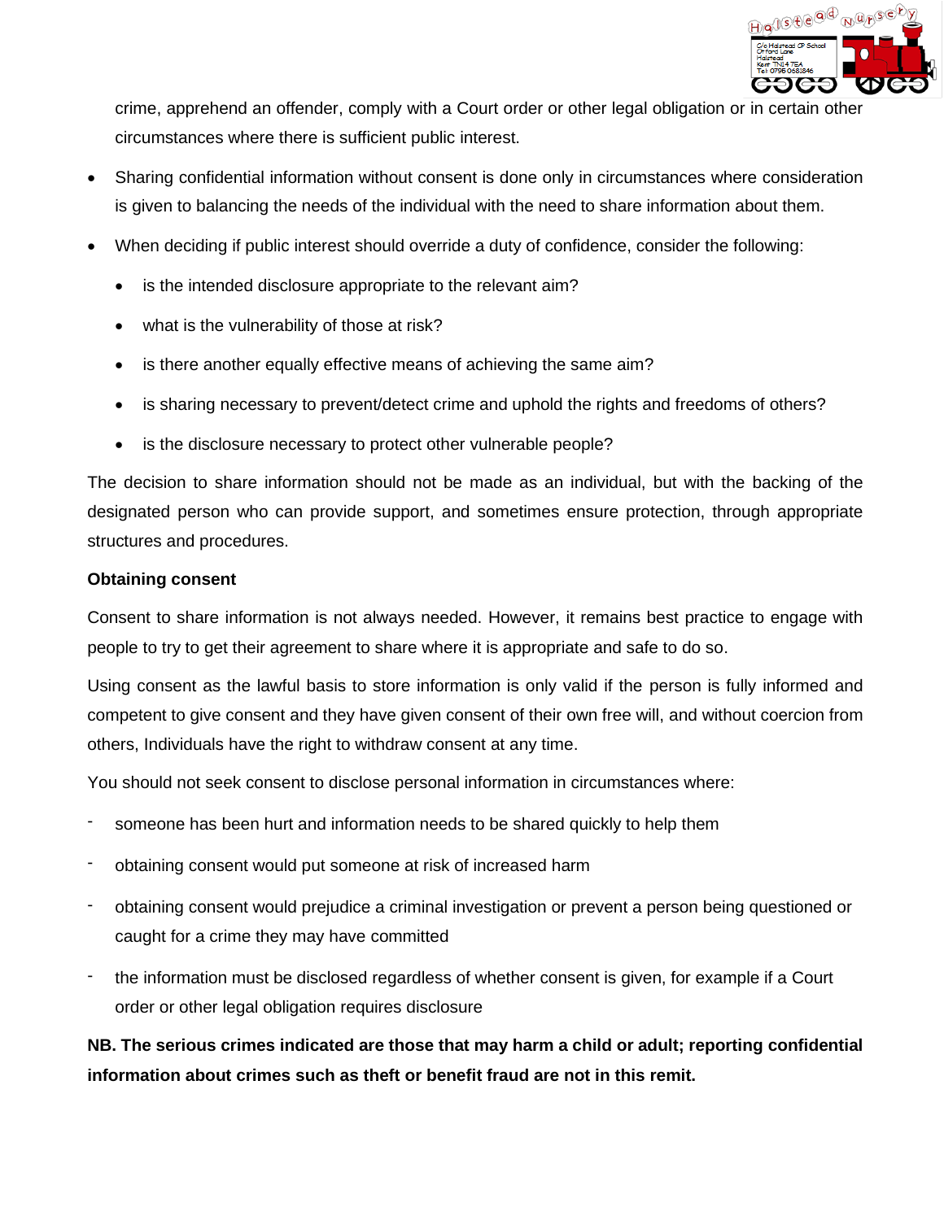crime, apprehend an offender, comply with a Court order or other legal obligation or in certain other circumstances where there is sufficient public interest.

- Sharing confidential information without consent is done only in circumstances where consideration is given to balancing the needs of the individual with the need to share information about them.
- When deciding if public interest should override a duty of confidence, consider the following:
  - is the intended disclosure appropriate to the relevant aim?
  - what is the vulnerability of those at risk?
  - is there another equally effective means of achieving the same aim?
  - is sharing necessary to prevent/detect crime and uphold the rights and freedoms of others?
  - is the disclosure necessary to protect other vulnerable people?

The decision to share information should not be made as an individual, but with the backing of the designated person who can provide support, and sometimes ensure protection, through appropriate structures and procedures.

**Obtaining consent**

Consent to share information is not always needed. However, it remains best practice to engage with people to try to get their agreement to share where it is appropriate and safe to do so.

Using consent as the lawful basis to store information is only valid if the person is fully informed and competent to give consent and they have given consent of their own free will, and without coercion from others, Individuals have the right to withdraw consent at any time.

You should not seek consent to disclose personal information in circumstances where:

- someone has been hurt and information needs to be shared quickly to help them
- obtaining consent would put someone at risk of increased harm
- obtaining consent would prejudice a criminal investigation or prevent a person being questioned or caught for a crime they may have committed
- the information must be disclosed regardless of whether consent is given, for example if a Court order or other legal obligation requires disclosure

**NB. The serious crimes indicated are those that may harm a child or adult; reporting confidential information about crimes such as theft or benefit fraud are not in this remit.**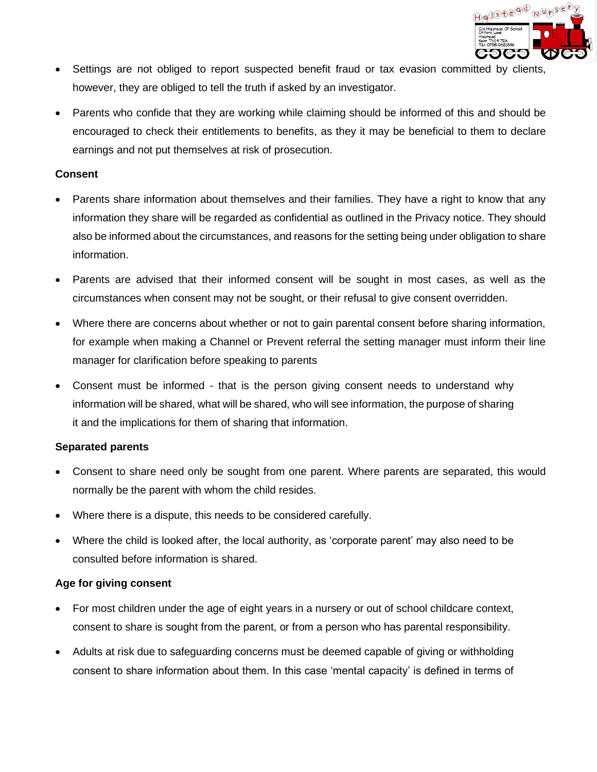- Settings are not obliged to report suspected benefit fraud or tax evasion committed by clients, however, they are obliged to tell the truth if asked by an investigator.
- Parents who confide that they are working while claiming should be informed of this and should be encouraged to check their entitlements to benefits, as they it may be beneficial to them to declare earnings and not put themselves at risk of prosecution.

**Consent**

- Parents share information about themselves and their families. They have a right to know that any information they share will be regarded as confidential as outlined in the Privacy notice. They should also be informed about the circumstances, and reasons for the setting being under obligation to share information.
- Parents are advised that their informed consent will be sought in most cases, as well as the circumstances when consent may not be sought, or their refusal to give consent overridden.
- Where there are concerns about whether or not to gain parental consent before sharing information, for example when making a Channel or Prevent referral the setting manager must inform their line manager for clarification before speaking to parents
- Consent must be informed - that is the person giving consent needs to understand why information will be shared, what will be shared, who will see information, the purpose of sharing it and the implications for them of sharing that information.

**Separated parents**

- Consent to share need only be sought from one parent. Where parents are separated, this would normally be the parent with whom the child resides.
- Where there is a dispute, this needs to be considered carefully.
- Where the child is looked after, the local authority, as 'corporate parent' may also need to be consulted before information is shared.

**Age for giving consent**

- For most children under the age of eight years in a nursery or out of school childcare context, consent to share is sought from the parent, or from a person who has parental responsibility.
- Adults at risk due to safeguarding concerns must be deemed capable of giving or withholding consent to share information about them. In this case 'mental capacity' is defined in terms of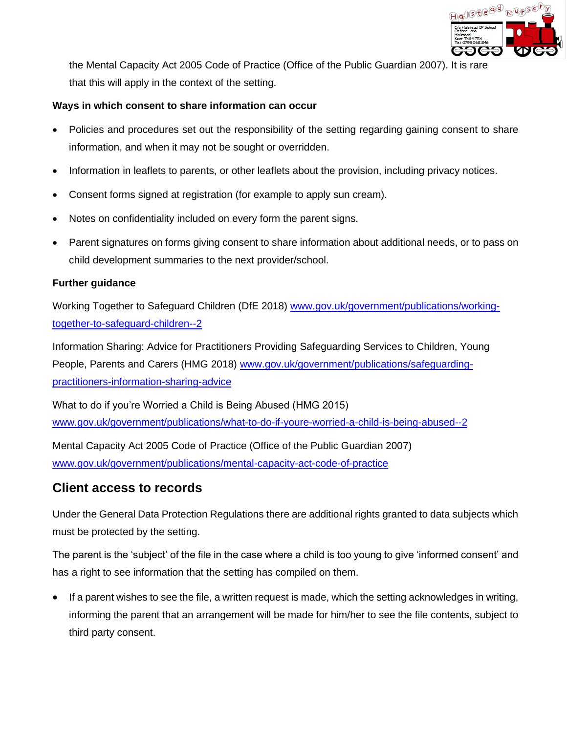the Mental Capacity Act 2005 Code of Practice (Office of the Public Guardian 2007). It is rare that this will apply in the context of the setting.

**Ways in which consent to share information can occur**

- Policies and procedures set out the responsibility of the setting regarding gaining consent to share information, and when it may not be sought or overridden.
- Information in leaflets to parents, or other leaflets about the provision, including privacy notices.
- Consent forms signed at registration (for example to apply sun cream).
- Notes on confidentiality included on every form the parent signs.
- Parent signatures on forms giving consent to share information about additional needs, or to pass on child development summaries to the next provider/school.

**Further guidance**

Working Together to Safeguard Children (DfE 2018) www.gov.uk/government/publications/working-together-to-safeguard-children--2

Information Sharing: Advice for Practitioners Providing Safeguarding Services to Children, Young People, Parents and Carers (HMG 2018) www.gov.uk/government/publications/safeguarding-practitioners-information-sharing-advice

What to do if you're Worried a Child is Being Abused (HMG 2015) www.gov.uk/government/publications/what-to-do-if-youre-worried-a-child-is-being-abused--2

Mental Capacity Act 2005 Code of Practice (Office of the Public Guardian 2007) www.gov.uk/government/publications/mental-capacity-act-code-of-practice

## Client access to records

Under the General Data Protection Regulations there are additional rights granted to data subjects which must be protected by the setting.

The parent is the 'subject' of the file in the case where a child is too young to give 'informed consent' and has a right to see information that the setting has compiled on them.

- If a parent wishes to see the file, a written request is made, which the setting acknowledges in writing, informing the parent that an arrangement will be made for him/her to see the file contents, subject to third party consent.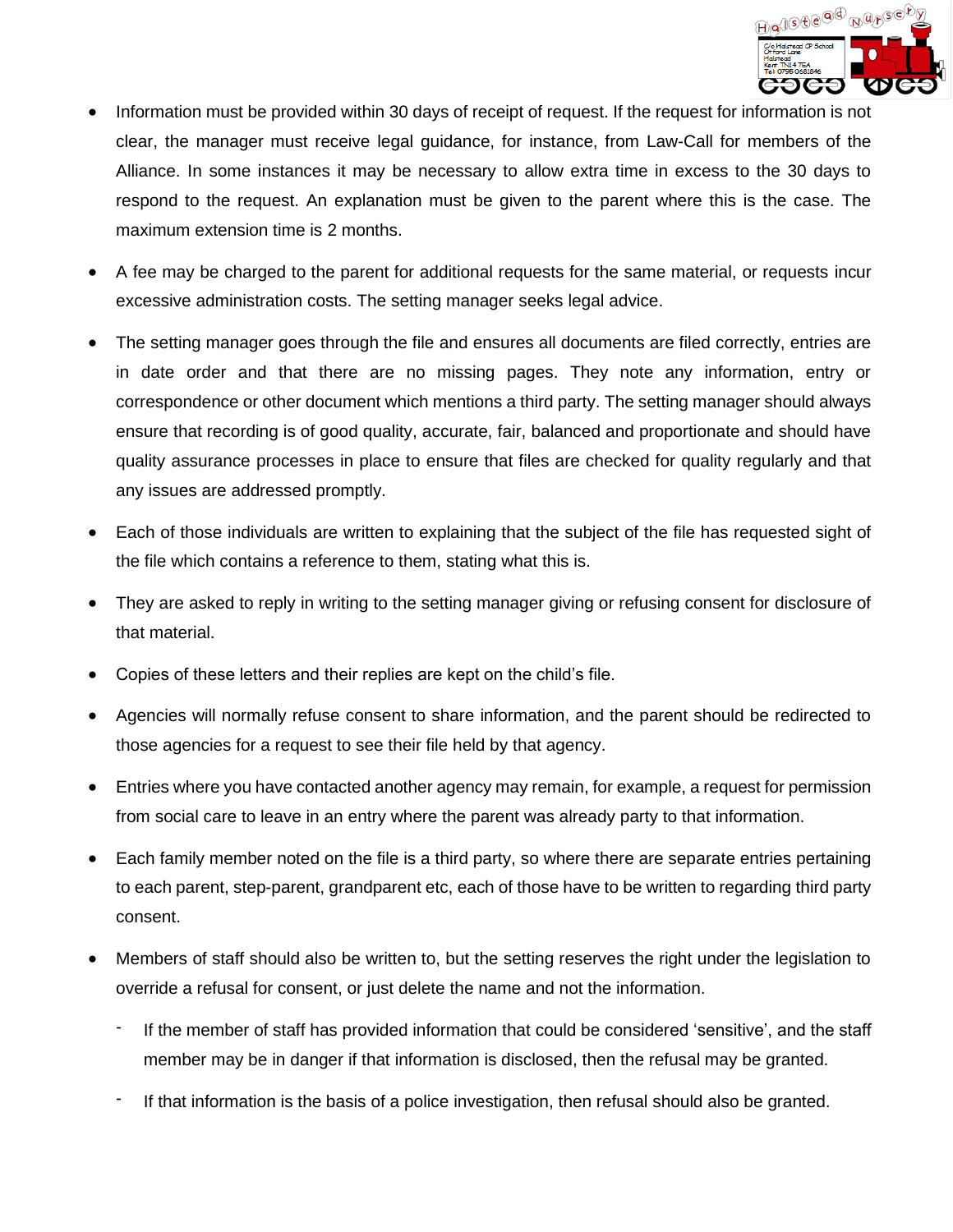- Information must be provided within 30 days of receipt of request. If the request for information is not clear, the manager must receive legal guidance, for instance, from Law-Call for members of the Alliance. In some instances it may be necessary to allow extra time in excess to the 30 days to respond to the request. An explanation must be given to the parent where this is the case. The maximum extension time is 2 months.
- A fee may be charged to the parent for additional requests for the same material, or requests incur excessive administration costs. The setting manager seeks legal advice.
- The setting manager goes through the file and ensures all documents are filed correctly, entries are in date order and that there are no missing pages. They note any information, entry or correspondence or other document which mentions a third party. The setting manager should always ensure that recording is of good quality, accurate, fair, balanced and proportionate and should have quality assurance processes in place to ensure that files are checked for quality regularly and that any issues are addressed promptly.
- Each of those individuals are written to explaining that the subject of the file has requested sight of the file which contains a reference to them, stating what this is.
- They are asked to reply in writing to the setting manager giving or refusing consent for disclosure of that material.
- Copies of these letters and their replies are kept on the child's file.
- Agencies will normally refuse consent to share information, and the parent should be redirected to those agencies for a request to see their file held by that agency.
- Entries where you have contacted another agency may remain, for example, a request for permission from social care to leave in an entry where the parent was already party to that information.
- Each family member noted on the file is a third party, so where there are separate entries pertaining to each parent, step-parent, grandparent etc, each of those have to be written to regarding third party consent.
- Members of staff should also be written to, but the setting reserves the right under the legislation to override a refusal for consent, or just delete the name and not the information.
  - If the member of staff has provided information that could be considered 'sensitive', and the staff member may be in danger if that information is disclosed, then the refusal may be granted.
  - If that information is the basis of a police investigation, then refusal should also be granted.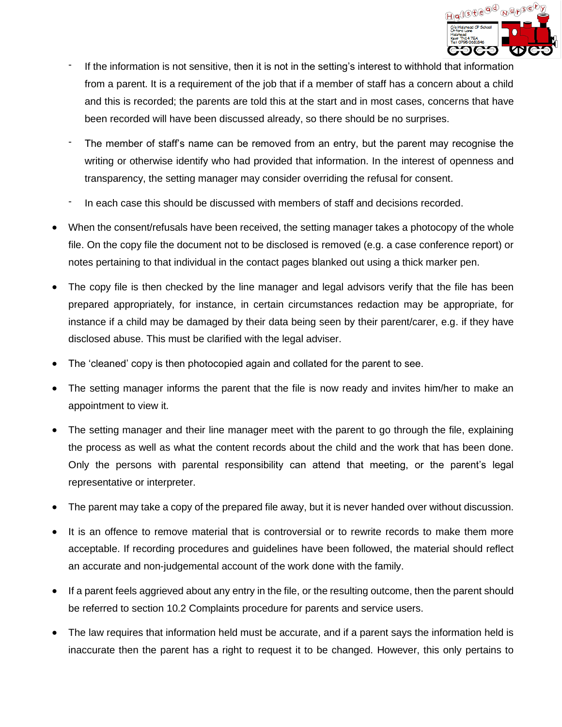- If the information is not sensitive, then it is not in the setting's interest to withhold that information from a parent. It is a requirement of the job that if a member of staff has a concern about a child and this is recorded; the parents are told this at the start and in most cases, concerns that have been recorded will have been discussed already, so there should be no surprises.
  - The member of staff's name can be removed from an entry, but the parent may recognise the writing or otherwise identify who had provided that information. In the interest of openness and transparency, the setting manager may consider overriding the refusal for consent.
  - In each case this should be discussed with members of staff and decisions recorded.

- When the consent/refusals have been received, the setting manager takes a photocopy of the whole file. On the copy file the document not to be disclosed is removed (e.g. a case conference report) or notes pertaining to that individual in the contact pages blanked out using a thick marker pen.
- The copy file is then checked by the line manager and legal advisors verify that the file has been prepared appropriately, for instance, in certain circumstances redaction may be appropriate, for instance if a child may be damaged by their data being seen by their parent/carer, e.g. if they have disclosed abuse. This must be clarified with the legal adviser.
- The 'cleaned' copy is then photocopied again and collated for the parent to see.
- The setting manager informs the parent that the file is now ready and invites him/her to make an appointment to view it.
- The setting manager and their line manager meet with the parent to go through the file, explaining the process as well as what the content records about the child and the work that has been done. Only the persons with parental responsibility can attend that meeting, or the parent's legal representative or interpreter.
- The parent may take a copy of the prepared file away, but it is never handed over without discussion.
- It is an offence to remove material that is controversial or to rewrite records to make them more acceptable. If recording procedures and guidelines have been followed, the material should reflect an accurate and non-judgemental account of the work done with the family.
- If a parent feels aggrieved about any entry in the file, or the resulting outcome, then the parent should be referred to section 10.2 Complaints procedure for parents and service users.
- The law requires that information held must be accurate, and if a parent says the information held is inaccurate then the parent has a right to request it to be changed. However, this only pertains to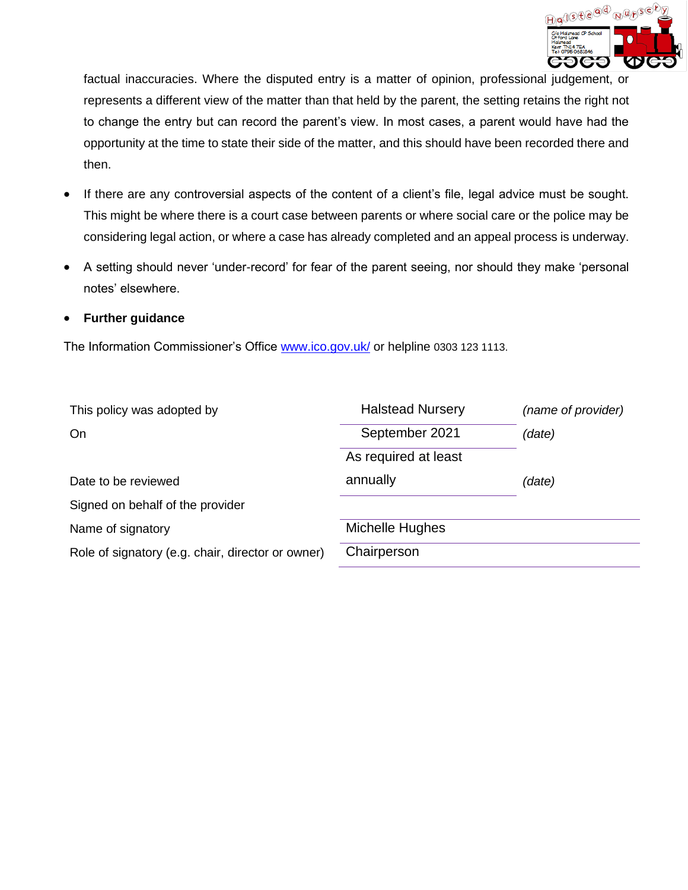factual inaccuracies. Where the disputed entry is a matter of opinion, professional judgement, or represents a different view of the matter than that held by the parent, the setting retains the right not to change the entry but can record the parent's view. In most cases, a parent would have had the opportunity at the time to state their side of the matter, and this should have been recorded there and then.

- If there are any controversial aspects of the content of a client's file, legal advice must be sought. This might be where there is a court case between parents or where social care or the police may be considering legal action, or where a case has already completed and an appeal process is underway.
- A setting should never 'under-record' for fear of the parent seeing, nor should they make 'personal notes' elsewhere.
- **Further guidance**

The Information Commissioner's Office [www.ico.gov.uk/](www.ico.gov.uk/) or helpline 0303 123 1113.

| | | |
|---|---|---|
| This policy was adopted by | Halstead Nursery | *(name of provider)* |
| On | September 2021 | *(date)* |
| Date to be reviewed | As required at least annually | *(date)* |
| Signed on behalf of the provider | | |
| Name of signatory | Michelle Hughes | |
| Role of signatory (e.g. chair, director or owner) | Chairperson | |